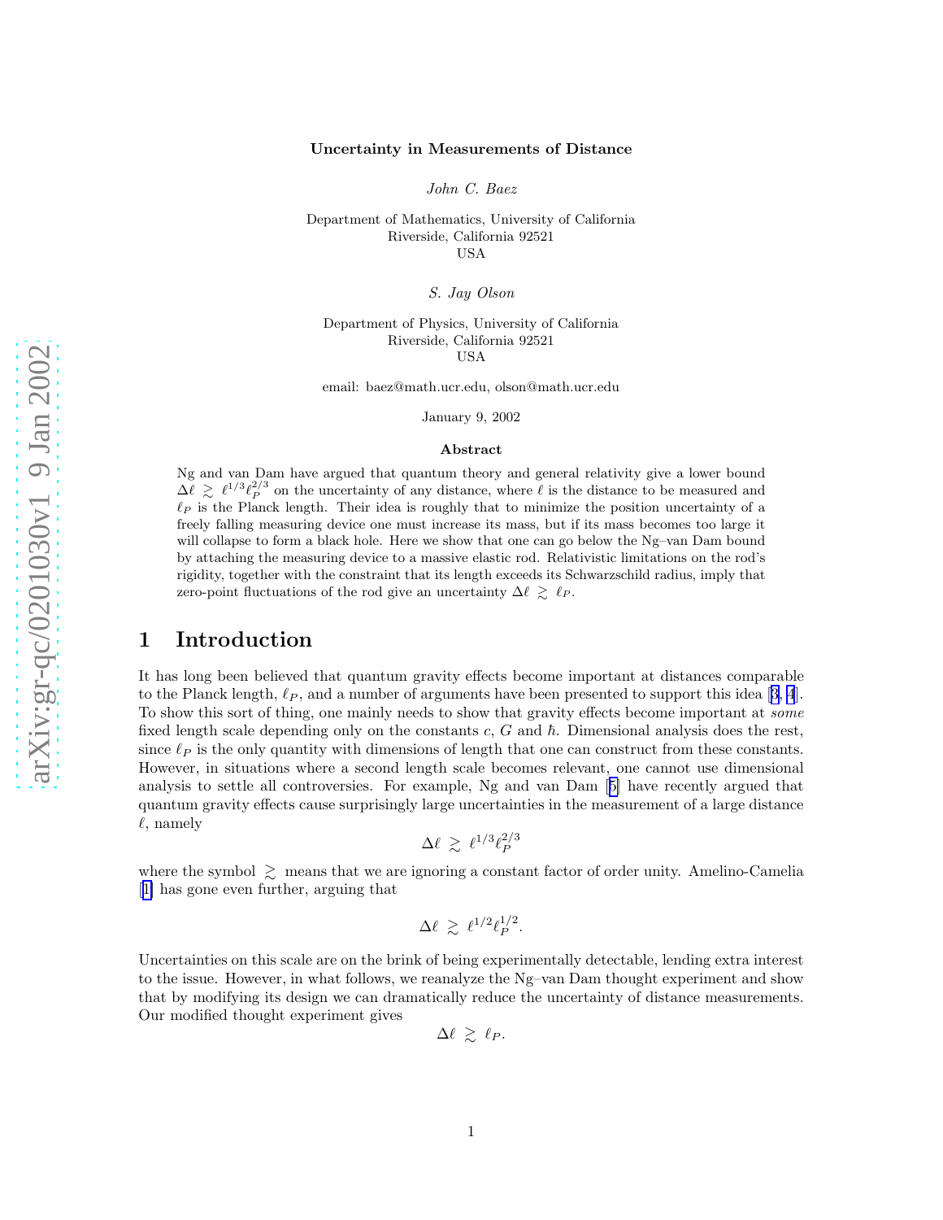# Uncertainty in Measurements of Distance

*John C. Baez*

Department of Mathematics, University of California
Riverside, California 92521
USA

*S. Jay Olson*

Department of Physics, University of California
Riverside, California 92521
USA

email: baez@math.ucr.edu, olson@math.ucr.edu

January 9, 2002

### Abstract

Ng and van Dam have argued that quantum theory and general relativity give a lower bound $\Delta\ell \gtrsim \ell^{1/3}\ell_P^{2/3}$ on the uncertainty of any distance, where $\ell$ is the distance to be measured and $\ell_P$ is the Planck length. Their idea is roughly that to minimize the position uncertainty of a freely falling measuring device one must increase its mass, but if its mass becomes too large it will collapse to form a black hole. Here we show that one can go below the Ng–van Dam bound by attaching the measuring device to a massive elastic rod. Relativistic limitations on the rod's rigidity, together with the constraint that its length exceeds its Schwarzschild radius, imply that zero-point fluctuations of the rod give an uncertainty $\Delta\ell \gtrsim \ell_P$.

## 1 Introduction

It has long been believed that quantum gravity effects become important at distances comparable to the Planck length, $\ell_P$, and a number of arguments have been presented to support this idea [3, 4]. To show this sort of thing, one mainly needs to show that gravity effects become important at *some* fixed length scale depending only on the constants $c$, $G$ and $\hbar$. Dimensional analysis does the rest, since $\ell_P$ is the only quantity with dimensions of length that one can construct from these constants. However, in situations where a second length scale becomes relevant, one cannot use dimensional analysis to settle all controversies. For example, Ng and van Dam [5] have recently argued that quantum gravity effects cause surprisingly large uncertainties in the measurement of a large distance $\ell$, namely

$$\Delta\ell \gtrsim \ell^{1/3}\ell_P^{2/3}$$

where the symbol $\gtrsim$ means that we are ignoring a constant factor of order unity. Amelino-Camelia [1] has gone even further, arguing that

$$\Delta\ell \gtrsim \ell^{1/2}\ell_P^{1/2}.$$

Uncertainties on this scale are on the brink of being experimentally detectable, lending extra interest to the issue. However, in what follows, we reanalyze the Ng–van Dam thought experiment and show that by modifying its design we can dramatically reduce the uncertainty of distance measurements. Our modified thought experiment gives

$$\Delta\ell \gtrsim \ell_P.$$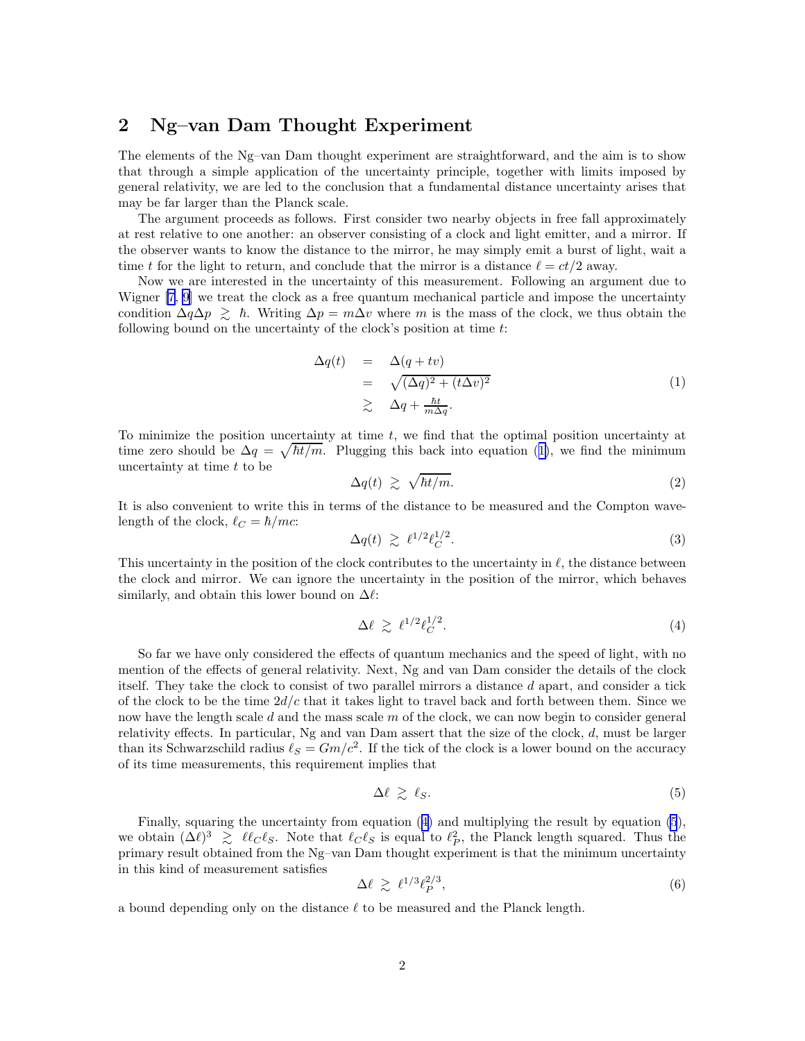## 2 Ng–van Dam Thought Experiment

The elements of the Ng–van Dam thought experiment are straightforward, and the aim is to show that through a simple application of the uncertainty principle, together with limits imposed by general relativity, we are led to the conclusion that a fundamental distance uncertainty arises that may be far larger than the Planck scale.

The argument proceeds as follows. First consider two nearby objects in free fall approximately at rest relative to one another: an observer consisting of a clock and light emitter, and a mirror. If the observer wants to know the distance to the mirror, he may simply emit a burst of light, wait a time $t$ for the light to return, and conclude that the mirror is a distance $\ell = ct/2$ away.

Now we are interested in the uncertainty of this measurement. Following an argument due to Wigner [7, 9] we treat the clock as a free quantum mechanical particle and impose the uncertainty condition $\Delta q \Delta p \gtrsim \hbar$. Writing $\Delta p = m\Delta v$ where $m$ is the mass of the clock, we thus obtain the following bound on the uncertainty of the clock's position at time $t$:

$$\begin{aligned} \Delta q(t) &= \Delta(q + tv) \\ &= \sqrt{(\Delta q)^2 + (t\Delta v)^2} \\ &\gtrsim \Delta q + \tfrac{\hbar t}{m \Delta q}. \end{aligned} \tag{1}$$

To minimize the position uncertainty at time $t$, we find that the optimal position uncertainty at time zero should be $\Delta q = \sqrt{\hbar t/m}$. Plugging this back into equation (1), we find the minimum uncertainty at time $t$ to be

$$\Delta q(t) \gtrsim \sqrt{\hbar t/m}. \tag{2}$$

It is also convenient to write this in terms of the distance to be measured and the Compton wavelength of the clock, $\ell_C = \hbar/mc$:

$$\Delta q(t) \gtrsim \ell^{1/2} \ell_C^{1/2}. \tag{3}$$

This uncertainty in the position of the clock contributes to the uncertainty in $\ell$, the distance between the clock and mirror. We can ignore the uncertainty in the position of the mirror, which behaves similarly, and obtain this lower bound on $\Delta\ell$:

$$\Delta \ell \gtrsim \ell^{1/2} \ell_C^{1/2}. \tag{4}$$

So far we have only considered the effects of quantum mechanics and the speed of light, with no mention of the effects of general relativity. Next, Ng and van Dam consider the details of the clock itself. They take the clock to consist of two parallel mirrors a distance $d$ apart, and consider a tick of the clock to be the time $2d/c$ that it takes light to travel back and forth between them. Since we now have the length scale $d$ and the mass scale $m$ of the clock, we can now begin to consider general relativity effects. In particular, Ng and van Dam assert that the size of the clock, $d$, must be larger than its Schwarzschild radius $\ell_S = Gm/c^2$. If the tick of the clock is a lower bound on the accuracy of its time measurements, this requirement implies that

$$\Delta \ell \gtrsim \ell_S. \tag{5}$$

Finally, squaring the uncertainty from equation (4) and multiplying the result by equation (5), we obtain $(\Delta\ell)^3 \gtrsim \ell \ell_C \ell_S$. Note that $\ell_C \ell_S$ is equal to $\ell_P^2$, the Planck length squared. Thus the primary result obtained from the Ng–van Dam thought experiment is that the minimum uncertainty in this kind of measurement satisfies

$$\Delta \ell \gtrsim \ell^{1/3} \ell_P^{2/3}, \tag{6}$$

a bound depending only on the distance $\ell$ to be measured and the Planck length.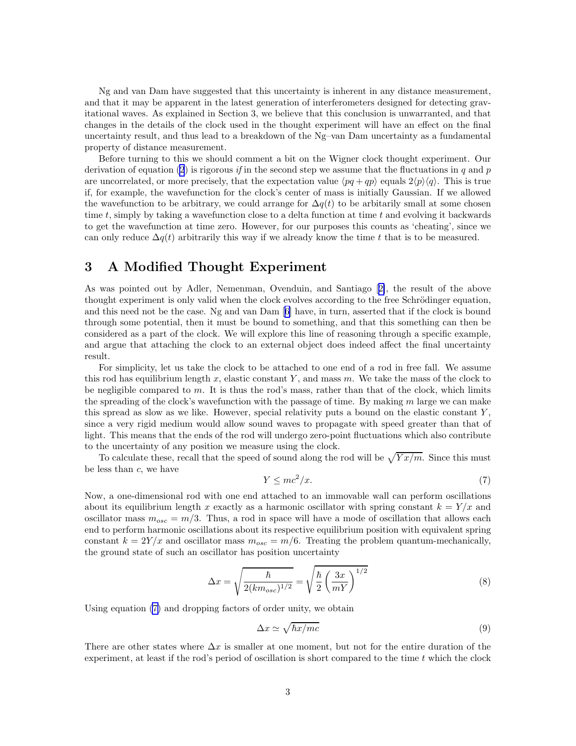Ng and van Dam have suggested that this uncertainty is inherent in any distance measurement, and that it may be apparent in the latest generation of interferometers designed for detecting gravitational waves. As explained in Section 3, we believe that this conclusion is unwarranted, and that changes in the details of the clock used in the thought experiment will have an effect on the final uncertainty result, and thus lead to a breakdown of the Ng–van Dam uncertainty as a fundamental property of distance measurement.

Before turning to this we should comment a bit on the Wigner clock thought experiment. Our derivation of equation (2) is rigorous *if* in the second step we assume that the fluctuations in $q$ and $p$ are uncorrelated, or more precisely, that the expectation value $\langle pq + qp \rangle$ equals $2\langle p \rangle \langle q \rangle$. This is true if, for example, the wavefunction for the clock's center of mass is initially Gaussian. If we allowed the wavefunction to be arbitrary, we could arrange for $\Delta q(t)$ to be arbitarily small at some chosen time $t$, simply by taking a wavefunction close to a delta function at time $t$ and evolving it backwards to get the wavefunction at time zero. However, for our purposes this counts as 'cheating', since we can only reduce $\Delta q(t)$ arbitrarily this way if we already know the time $t$ that is to be measured.

## 3 A Modified Thought Experiment

As was pointed out by Adler, Nemenman, Ovenduin, and Santiago [2], the result of the above thought experiment is only valid when the clock evolves according to the free Schrödinger equation, and this need not be the case. Ng and van Dam [6] have, in turn, asserted that if the clock is bound through some potential, then it must be bound to something, and that this something can then be considered as a part of the clock. We will explore this line of reasoning through a specific example, and argue that attaching the clock to an external object does indeed affect the final uncertainty result.

For simplicity, let us take the clock to be attached to one end of a rod in free fall. We assume this rod has equilibrium length $x$, elastic constant $Y$, and mass $m$. We take the mass of the clock to be negligible compared to $m$. It is thus the rod's mass, rather than that of the clock, which limits the spreading of the clock's wavefunction with the passage of time. By making $m$ large we can make this spread as slow as we like. However, special relativity puts a bound on the elastic constant $Y$, since a very rigid medium would allow sound waves to propagate with speed greater than that of light. This means that the ends of the rod will undergo zero-point fluctuations which also contribute to the uncertainty of any position we measure using the clock.

To calculate these, recall that the speed of sound along the rod will be $\sqrt{Yx/m}$. Since this must be less than $c$, we have

$$Y \leq mc^2/x. \tag{7}$$

Now, a one-dimensional rod with one end attached to an immovable wall can perform oscillations about its equilibrium length $x$ exactly as a harmonic oscillator with spring constant $k = Y/x$ and oscillator mass $m_{osc} = m/3$. Thus, a rod in space will have a mode of oscillation that allows each end to perform harmonic oscillations about its respective equilibrium position with equivalent spring constant $k = 2Y/x$ and oscillator mass $m_{osc} = m/6$. Treating the problem quantum-mechanically, the ground state of such an oscillator has position uncertainty

$$\Delta x = \sqrt{\frac{\hbar}{2(km_{osc})^{1/2}}} = \sqrt{\frac{\hbar}{2}\left(\frac{3x}{mY}\right)^{1/2}} \tag{8}$$

Using equation (7) and dropping factors of order unity, we obtain

$$\Delta x \simeq \sqrt{\hbar x/mc} \tag{9}$$

There are other states where $\Delta x$ is smaller at one moment, but not for the entire duration of the experiment, at least if the rod's period of oscillation is short compared to the time $t$ which the clock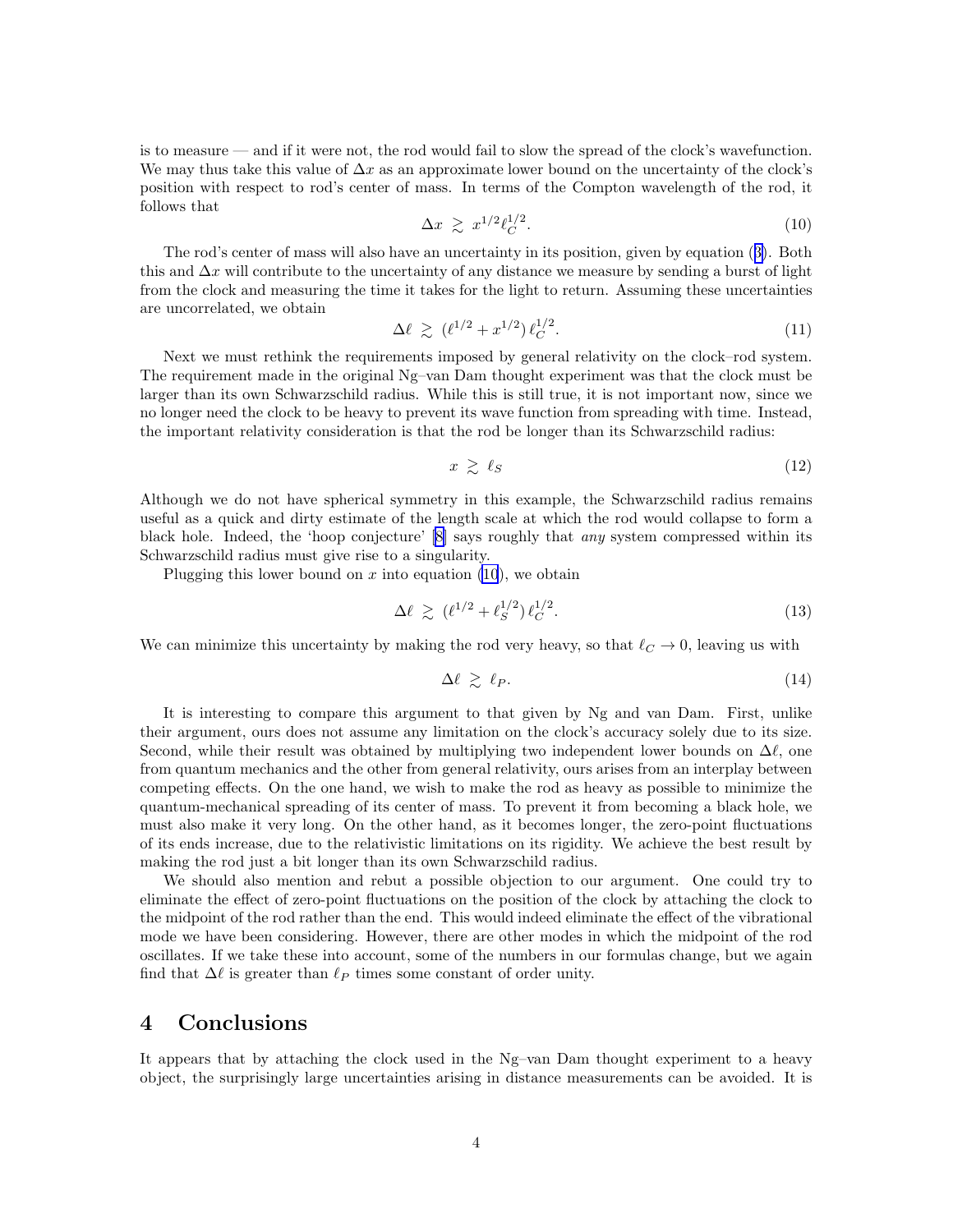is to measure — and if it were not, the rod would fail to slow the spread of the clock's wavefunction. We may thus take this value of $\Delta x$ as an approximate lower bound on the uncertainty of the clock's position with respect to rod's center of mass. In terms of the Compton wavelength of the rod, it follows that

$$\Delta x \gtrsim x^{1/2} \ell_C^{1/2}. \tag{10}$$

The rod's center of mass will also have an uncertainty in its position, given by equation (3). Both this and $\Delta x$ will contribute to the uncertainty of any distance we measure by sending a burst of light from the clock and measuring the time it takes for the light to return. Assuming these uncertainties are uncorrelated, we obtain

$$\Delta \ell \gtrsim (\ell^{1/2} + x^{1/2})\, \ell_C^{1/2}. \tag{11}$$

Next we must rethink the requirements imposed by general relativity on the clock–rod system. The requirement made in the original Ng–van Dam thought experiment was that the clock must be larger than its own Schwarzschild radius. While this is still true, it is not important now, since we no longer need the clock to be heavy to prevent its wave function from spreading with time. Instead, the important relativity consideration is that the rod be longer than its Schwarzschild radius:

$$x \gtrsim \ell_S \tag{12}$$

Although we do not have spherical symmetry in this example, the Schwarzschild radius remains useful as a quick and dirty estimate of the length scale at which the rod would collapse to form a black hole. Indeed, the 'hoop conjecture' [8] says roughly that *any* system compressed within its Schwarzschild radius must give rise to a singularity.

Plugging this lower bound on $x$ into equation (10), we obtain

$$\Delta \ell \gtrsim (\ell^{1/2} + \ell_S^{1/2})\, \ell_C^{1/2}. \tag{13}$$

We can minimize this uncertainty by making the rod very heavy, so that $\ell_C \to 0$, leaving us with

$$\Delta \ell \gtrsim \ell_P. \tag{14}$$

It is interesting to compare this argument to that given by Ng and van Dam. First, unlike their argument, ours does not assume any limitation on the clock's accuracy solely due to its size. Second, while their result was obtained by multiplying two independent lower bounds on $\Delta \ell$, one from quantum mechanics and the other from general relativity, ours arises from an interplay between competing effects. On the one hand, we wish to make the rod as heavy as possible to minimize the quantum-mechanical spreading of its center of mass. To prevent it from becoming a black hole, we must also make it very long. On the other hand, as it becomes longer, the zero-point fluctuations of its ends increase, due to the relativistic limitations on its rigidity. We achieve the best result by making the rod just a bit longer than its own Schwarzschild radius.

We should also mention and rebut a possible objection to our argument. One could try to eliminate the effect of zero-point fluctuations on the position of the clock by attaching the clock to the midpoint of the rod rather than the end. This would indeed eliminate the effect of the vibrational mode we have been considering. However, there are other modes in which the midpoint of the rod oscillates. If we take these into account, some of the numbers in our formulas change, but we again find that $\Delta \ell$ is greater than $\ell_P$ times some constant of order unity.

## 4 Conclusions

It appears that by attaching the clock used in the Ng–van Dam thought experiment to a heavy object, the surprisingly large uncertainties arising in distance measurements can be avoided. It is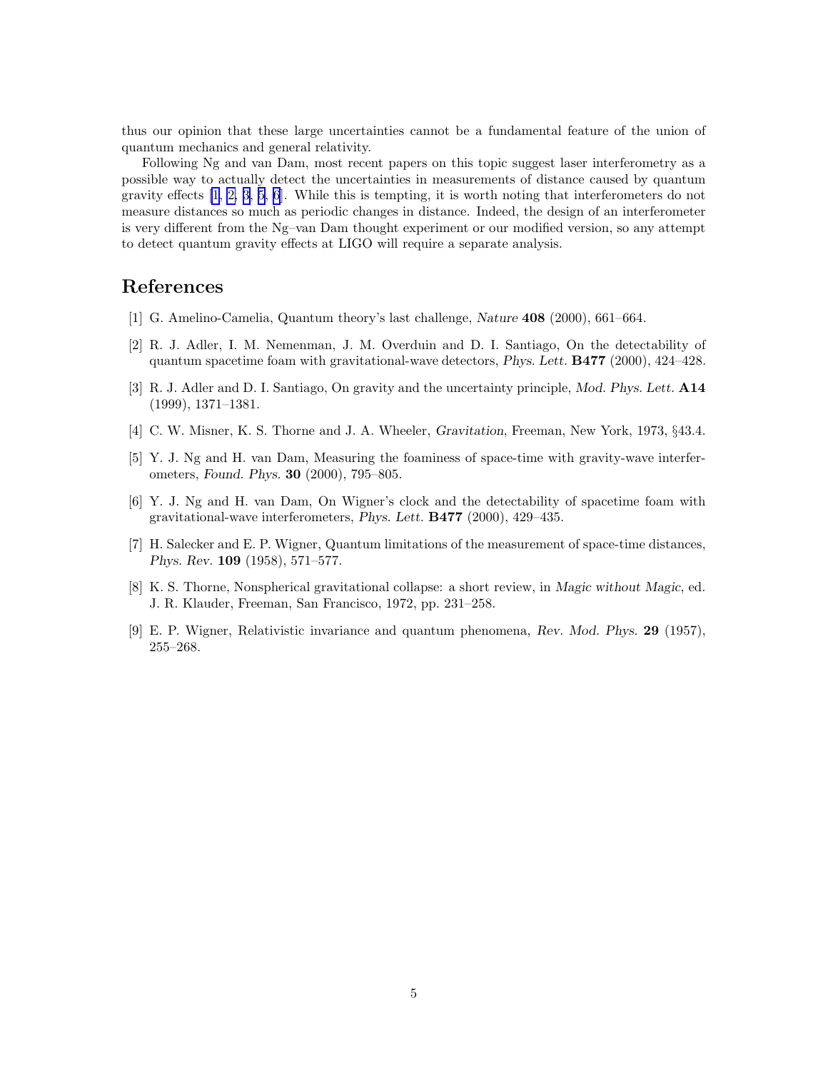thus our opinion that these large uncertainties cannot be a fundamental feature of the union of quantum mechanics and general relativity.

Following Ng and van Dam, most recent papers on this topic suggest laser interferometry as a possible way to actually detect the uncertainties in measurements of distance caused by quantum gravity effects [1, 2, 3, 5, 6]. While this is tempting, it is worth noting that interferometers do not measure distances so much as periodic changes in distance. Indeed, the design of an interferometer is very different from the Ng–van Dam thought experiment or our modified version, so any attempt to detect quantum gravity effects at LIGO will require a separate analysis.

## References

[1] G. Amelino-Camelia, Quantum theory's last challenge, *Nature* **408** (2000), 661–664.

[2] R. J. Adler, I. M. Nemenman, J. M. Overduin and D. I. Santiago, On the detectability of quantum spacetime foam with gravitational-wave detectors, *Phys. Lett.* **B477** (2000), 424–428.

[3] R. J. Adler and D. I. Santiago, On gravity and the uncertainty principle, *Mod. Phys. Lett.* **A14** (1999), 1371–1381.

[4] C. W. Misner, K. S. Thorne and J. A. Wheeler, *Gravitation*, Freeman, New York, 1973, §43.4.

[5] Y. J. Ng and H. van Dam, Measuring the foaminess of space-time with gravity-wave interferometers, *Found. Phys.* **30** (2000), 795–805.

[6] Y. J. Ng and H. van Dam, On Wigner's clock and the detectability of spacetime foam with gravitational-wave interferometers, *Phys. Lett.* **B477** (2000), 429–435.

[7] H. Salecker and E. P. Wigner, Quantum limitations of the measurement of space-time distances, *Phys. Rev.* **109** (1958), 571–577.

[8] K. S. Thorne, Nonspherical gravitational collapse: a short review, in *Magic without Magic*, ed. J. R. Klauder, Freeman, San Francisco, 1972, pp. 231–258.

[9] E. P. Wigner, Relativistic invariance and quantum phenomena, *Rev. Mod. Phys.* **29** (1957), 255–268.